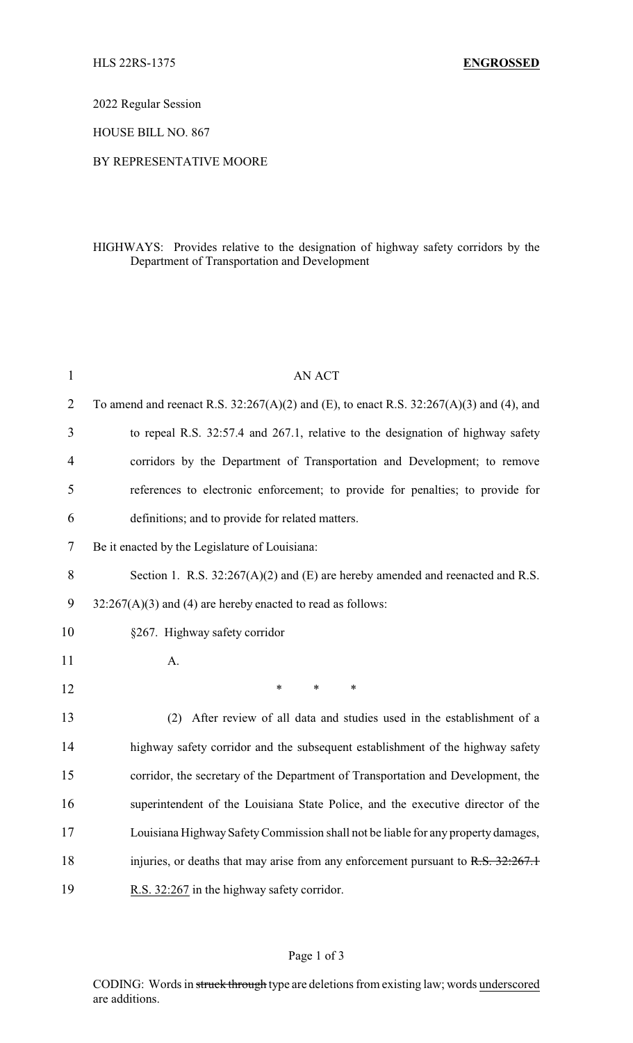2022 Regular Session

HOUSE BILL NO. 867

BY REPRESENTATIVE MOORE

HIGHWAYS: Provides relative to the designation of highway safety corridors by the Department of Transportation and Development

AN ACT

To amend and reenact R.S. 32:267(A)(2) and (E), to enact R.S. 32:267(A)(3) and (4), and to repeal R.S. 32:57.4 and 267.1, relative to the designation of highway safety corridors by the Department of Transportation and Development; to remove references to electronic enforcement; to provide for penalties; to provide for definitions; and to provide for related matters.

Be it enacted by the Legislature of Louisiana:

Section 1. R.S. 32:267(A)(2) and (E) are hereby amended and reenacted and R.S. 32:267(A)(3) and (4) are hereby enacted to read as follows:

§267. Highway safety corridor

A.

\* \* \*

(2) After review of all data and studies used in the establishment of a highway safety corridor and the subsequent establishment of the highway safety corridor, the secretary of the Department of Transportation and Development, the superintendent of the Louisiana State Police, and the executive director of the Louisiana Highway Safety Commission shall not be liable for any property damages, injuries, or deaths that may arise from any enforcement pursuant to ~~R.S. 32:267.1~~ <u>R.S. 32:267</u> in the highway safety corridor.

CODING: Words in ~~struck through~~ type are deletions from existing law; words <u>underscored</u> are additions.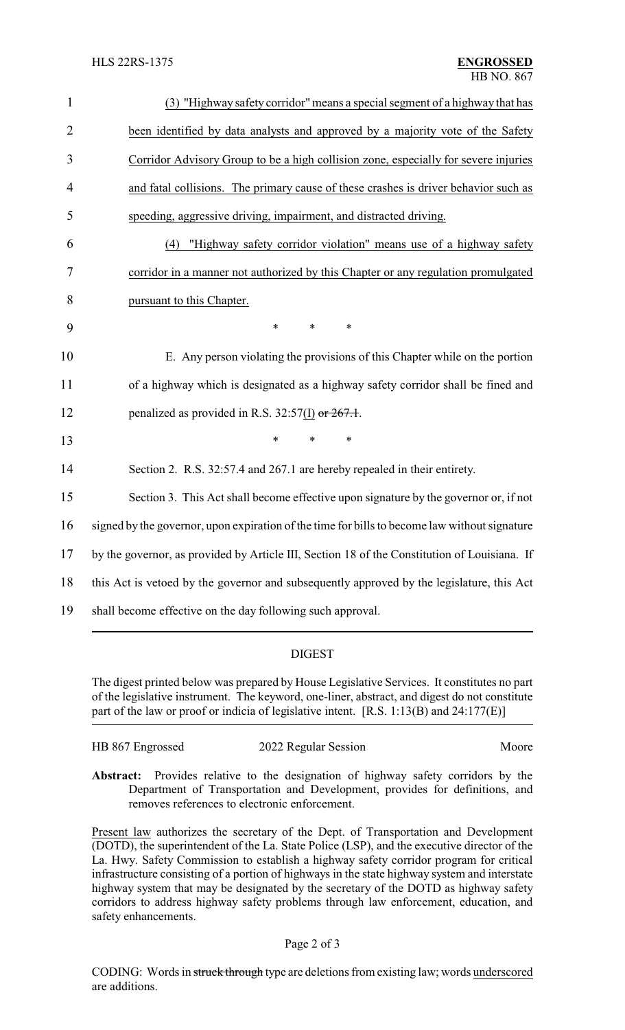(3) <u>"Highway safety corridor" means a special segment of a highway that has been identified by data analysts and approved by a majority vote of the Safety Corridor Advisory Group to be a high collision zone, especially for severe injuries and fatal collisions. The primary cause of these crashes is driver behavior such as speeding, aggressive driving, impairment, and distracted driving.</u>

(4) <u>"Highway safety corridor violation" means use of a highway safety corridor in a manner not authorized by this Chapter or any regulation promulgated pursuant to this Chapter.</u>

\* \* \*

E. Any person violating the provisions of this Chapter while on the portion of a highway which is designated as a highway safety corridor shall be fined and penalized as provided in R.S. 32:57<u>(I)</u> ~~or 267.1~~.

\* \* \*

Section 2. R.S. 32:57.4 and 267.1 are hereby repealed in their entirety.

Section 3. This Act shall become effective upon signature by the governor or, if not signed by the governor, upon expiration of the time for bills to become law without signature by the governor, as provided by Article III, Section 18 of the Constitution of Louisiana. If this Act is vetoed by the governor and subsequently approved by the legislature, this Act shall become effective on the day following such approval.

## DIGEST

The digest printed below was prepared by House Legislative Services. It constitutes no part of the legislative instrument. The keyword, one-liner, abstract, and digest do not constitute part of the law or proof or indicia of legislative intent. [R.S. 1:13(B) and 24:177(E)]

HB 867 Engrossed 2022 Regular Session Moore

**Abstract:** Provides relative to the designation of highway safety corridors by the Department of Transportation and Development, provides for definitions, and removes references to electronic enforcement.

<u>Present law</u> authorizes the secretary of the Dept. of Transportation and Development (DOTD), the superintendent of the La. State Police (LSP), and the executive director of the La. Hwy. Safety Commission to establish a highway safety corridor program for critical infrastructure consisting of a portion of highways in the state highway system and interstate highway system that may be designated by the secretary of the DOTD as highway safety corridors to address highway safety problems through law enforcement, education, and safety enhancements.

CODING: Words in ~~struck through~~ type are deletions from existing law; words <u>underscored</u> are additions.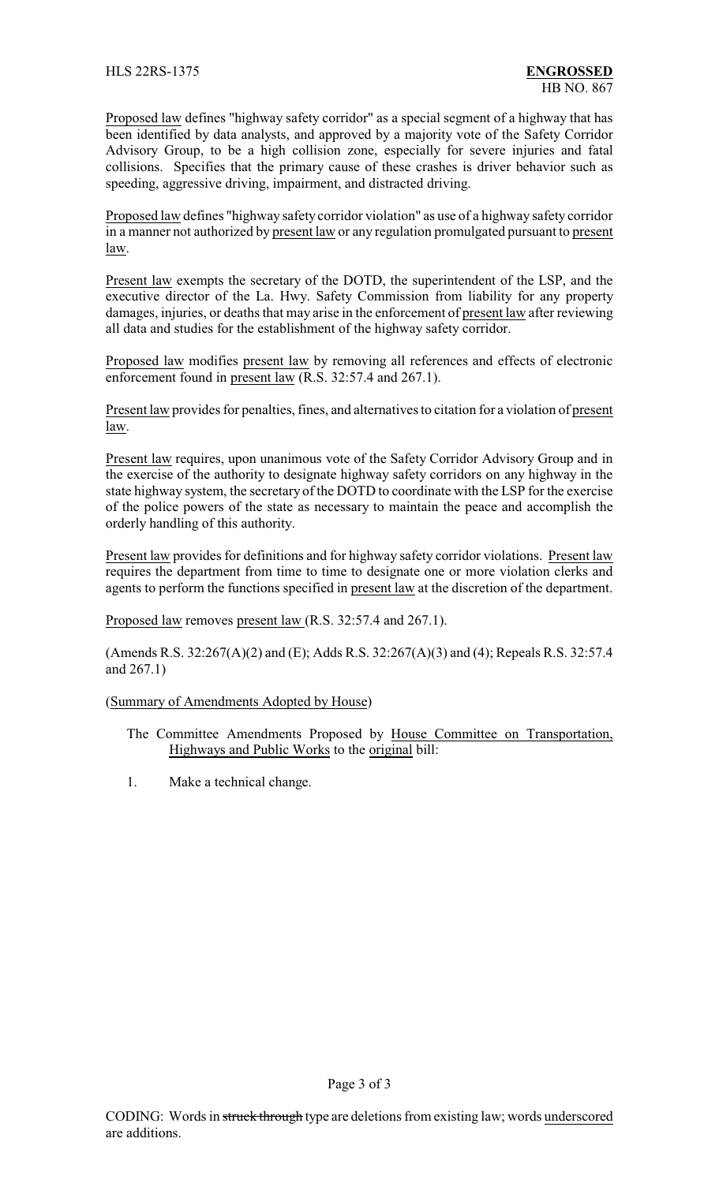Proposed law defines "highway safety corridor" as a special segment of a highway that has been identified by data analysts, and approved by a majority vote of the Safety Corridor Advisory Group, to be a high collision zone, especially for severe injuries and fatal collisions. Specifies that the primary cause of these crashes is driver behavior such as speeding, aggressive driving, impairment, and distracted driving.

Proposed law defines "highway safety corridor violation" as use of a highway safety corridor in a manner not authorized by present law or any regulation promulgated pursuant to present law.

Present law exempts the secretary of the DOTD, the superintendent of the LSP, and the executive director of the La. Hwy. Safety Commission from liability for any property damages, injuries, or deaths that may arise in the enforcement of present law after reviewing all data and studies for the establishment of the highway safety corridor.

Proposed law modifies present law by removing all references and effects of electronic enforcement found in present law (R.S. 32:57.4 and 267.1).

Present law provides for penalties, fines, and alternatives to citation for a violation of present law.

Present law requires, upon unanimous vote of the Safety Corridor Advisory Group and in the exercise of the authority to designate highway safety corridors on any highway in the state highway system, the secretary of the DOTD to coordinate with the LSP for the exercise of the police powers of the state as necessary to maintain the peace and accomplish the orderly handling of this authority.

Present law provides for definitions and for highway safety corridor violations. Present law requires the department from time to time to designate one or more violation clerks and agents to perform the functions specified in present law at the discretion of the department.

Proposed law removes present law (R.S. 32:57.4 and 267.1).

(Amends R.S. 32:267(A)(2) and (E); Adds R.S. 32:267(A)(3) and (4); Repeals R.S. 32:57.4 and 267.1)

(Summary of Amendments Adopted by House)

The Committee Amendments Proposed by House Committee on Transportation, Highways and Public Works to the original bill:

1. Make a technical change.

CODING: Words in ~~struck through~~ type are deletions from existing law; words underscored are additions.